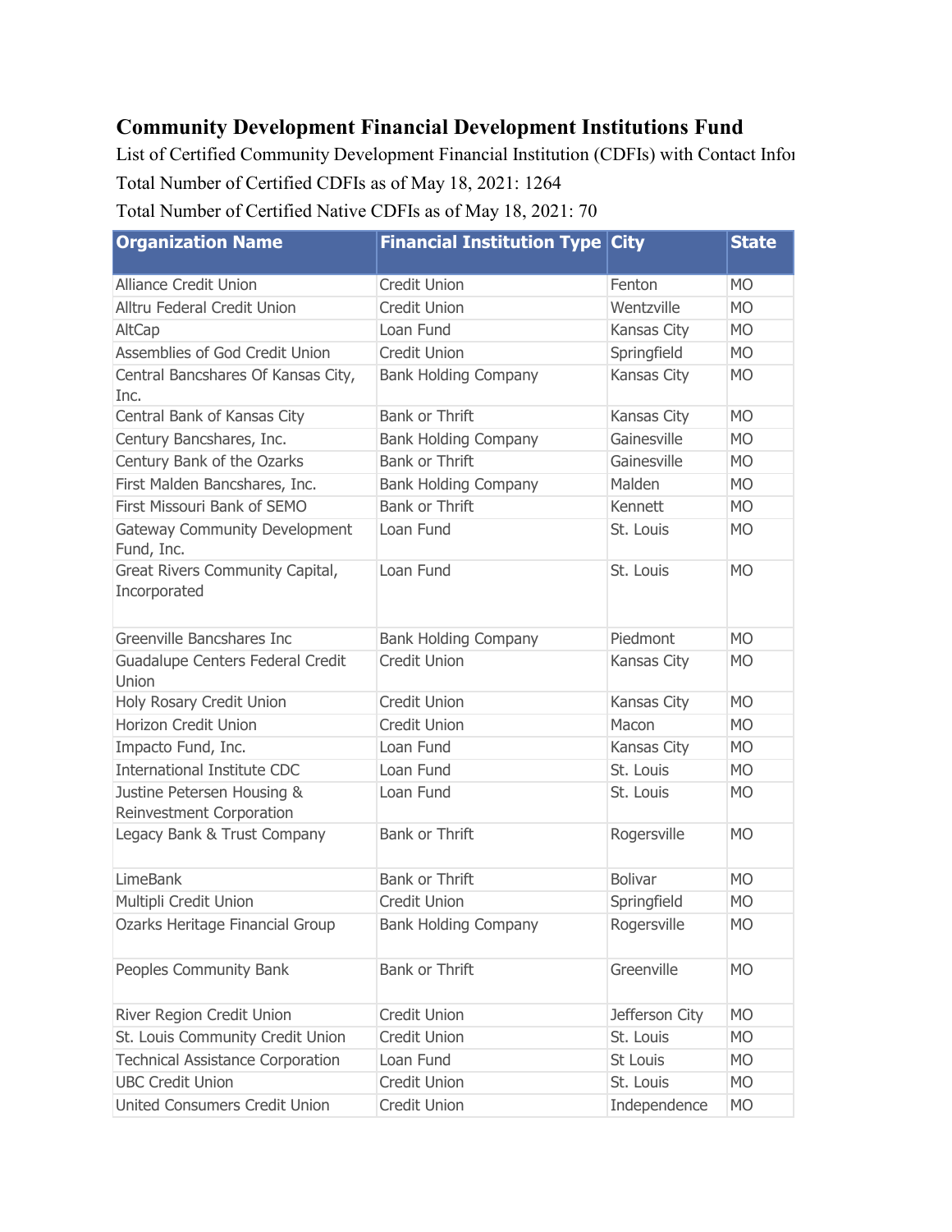# Community Development Financial Development Institutions Fund

List of Certified Community Development Financial Institution (CDFIs) with Contact Infor

Total Number of Certified CDFIs as of May 18, 2021: 1264

Total Number of Certified Native CDFIs as of May 18, 2021: 70

| Organization Name | Financial Institution Type | City | State |
|---|---|---|---|
| Alliance Credit Union | Credit Union | Fenton | MO |
| Alltru Federal Credit Union | Credit Union | Wentzville | MO |
| AltCap | Loan Fund | Kansas City | MO |
| Assemblies of God Credit Union | Credit Union | Springfield | MO |
| Central Bancshares Of Kansas City, Inc. | Bank Holding Company | Kansas City | MO |
| Central Bank of Kansas City | Bank or Thrift | Kansas City | MO |
| Century Bancshares, Inc. | Bank Holding Company | Gainesville | MO |
| Century Bank of the Ozarks | Bank or Thrift | Gainesville | MO |
| First Malden Bancshares, Inc. | Bank Holding Company | Malden | MO |
| First Missouri Bank of SEMO | Bank or Thrift | Kennett | MO |
| Gateway Community Development Fund, Inc. | Loan Fund | St. Louis | MO |
| Great Rivers Community Capital, Incorporated | Loan Fund | St. Louis | MO |
| Greenville Bancshares Inc | Bank Holding Company | Piedmont | MO |
| Guadalupe Centers Federal Credit Union | Credit Union | Kansas City | MO |
| Holy Rosary Credit Union | Credit Union | Kansas City | MO |
| Horizon Credit Union | Credit Union | Macon | MO |
| Impacto Fund, Inc. | Loan Fund | Kansas City | MO |
| International Institute CDC | Loan Fund | St. Louis | MO |
| Justine Petersen Housing & Reinvestment Corporation | Loan Fund | St. Louis | MO |
| Legacy Bank & Trust Company | Bank or Thrift | Rogersville | MO |
| LimeBank | Bank or Thrift | Bolivar | MO |
| Multipli Credit Union | Credit Union | Springfield | MO |
| Ozarks Heritage Financial Group | Bank Holding Company | Rogersville | MO |
| Peoples Community Bank | Bank or Thrift | Greenville | MO |
| River Region Credit Union | Credit Union | Jefferson City | MO |
| St. Louis Community Credit Union | Credit Union | St. Louis | MO |
| Technical Assistance Corporation | Loan Fund | St Louis | MO |
| UBC Credit Union | Credit Union | St. Louis | MO |
| United Consumers Credit Union | Credit Union | Independence | MO |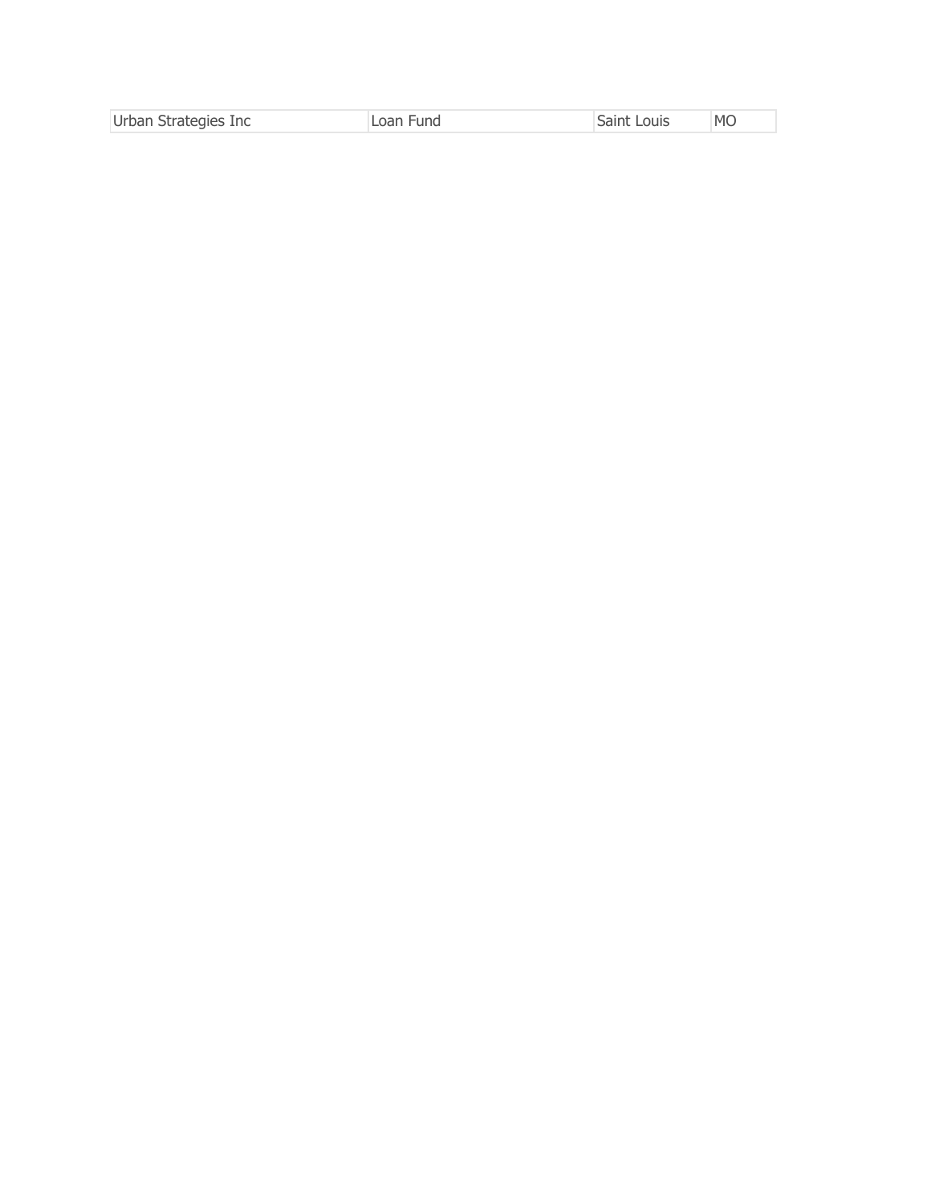| Urban Strategies Inc | Loan Fund | Saint Louis | MO |
|---|---|---|---|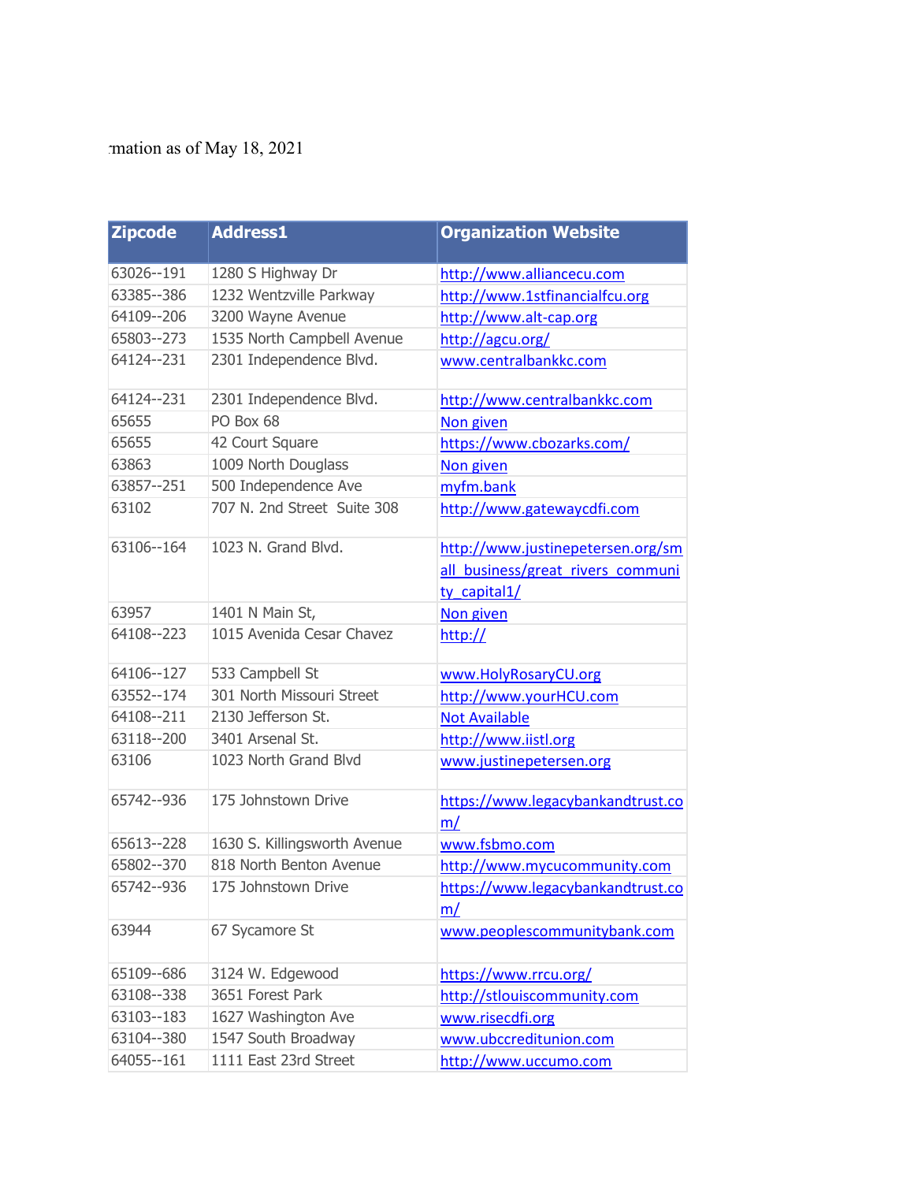rmation as of May 18, 2021

| Zipcode | Address1 | Organization Website |
|---|---|---|
| 63026--191 | 1280 S Highway Dr | http://www.alliancecu.com |
| 63385--386 | 1232 Wentzville Parkway | http://www.1stfinancialfcu.org |
| 64109--206 | 3200 Wayne Avenue | http://www.alt-cap.org |
| 65803--273 | 1535 North Campbell Avenue | http://agcu.org/ |
| 64124--231 | 2301 Independence Blvd. | www.centralbankkc.com |
| 64124--231 | 2301 Independence Blvd. | http://www.centralbankkc.com |
| 65655 | PO Box 68 | Non given |
| 65655 | 42 Court Square | https://www.cbozarks.com/ |
| 63863 | 1009 North Douglass | Non given |
| 63857--251 | 500 Independence Ave | myfm.bank |
| 63102 | 707 N. 2nd Street Suite 308 | http://www.gatewaycdfi.com |
| 63106--164 | 1023 N. Grand Blvd. | http://www.justinepetersen.org/small_business/great_rivers_community_capital1/ |
| 63957 | 1401 N Main St, | Non given |
| 64108--223 | 1015 Avenida Cesar Chavez | http:// |
| 64106--127 | 533 Campbell St | www.HolyRosaryCU.org |
| 63552--174 | 301 North Missouri Street | http://www.yourHCU.com |
| 64108--211 | 2130 Jefferson St. | Not Available |
| 63118--200 | 3401 Arsenal St. | http://www.iistl.org |
| 63106 | 1023 North Grand Blvd | www.justinepetersen.org |
| 65742--936 | 175 Johnstown Drive | https://www.legacybankandtrust.com/ |
| 65613--228 | 1630 S. Killingsworth Avenue | www.fsbmo.com |
| 65802--370 | 818 North Benton Avenue | http://www.mycucommunity.com |
| 65742--936 | 175 Johnstown Drive | https://www.legacybankandtrust.com/ |
| 63944 | 67 Sycamore St | www.peoplescommunitybank.com |
| 65109--686 | 3124 W. Edgewood | https://www.rrcu.org/ |
| 63108--338 | 3651 Forest Park | http://stlouiscommunity.com |
| 63103--183 | 1627 Washington Ave | www.risecdfi.org |
| 63104--380 | 1547 South Broadway | www.ubccreditunion.com |
| 64055--161 | 1111 East 23rd Street | http://www.uccumo.com |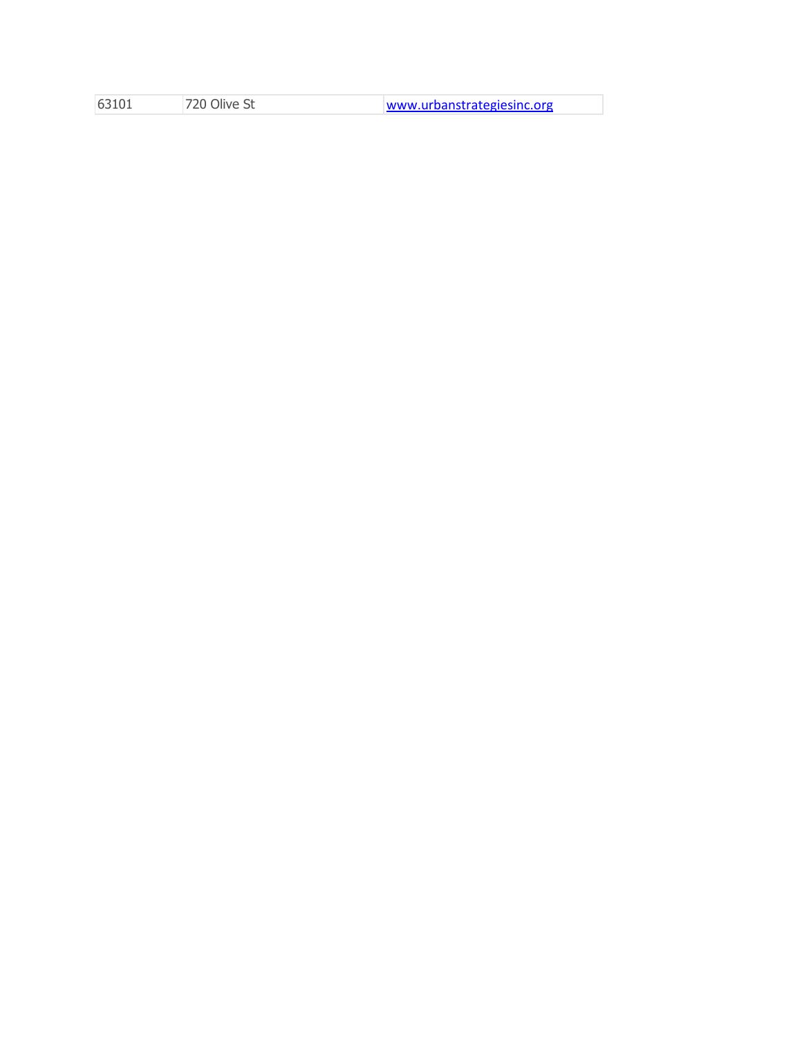| | | |
|---|---|---|
| 63101 | 720 Olive St | www.urbanstrategiesinc.org |